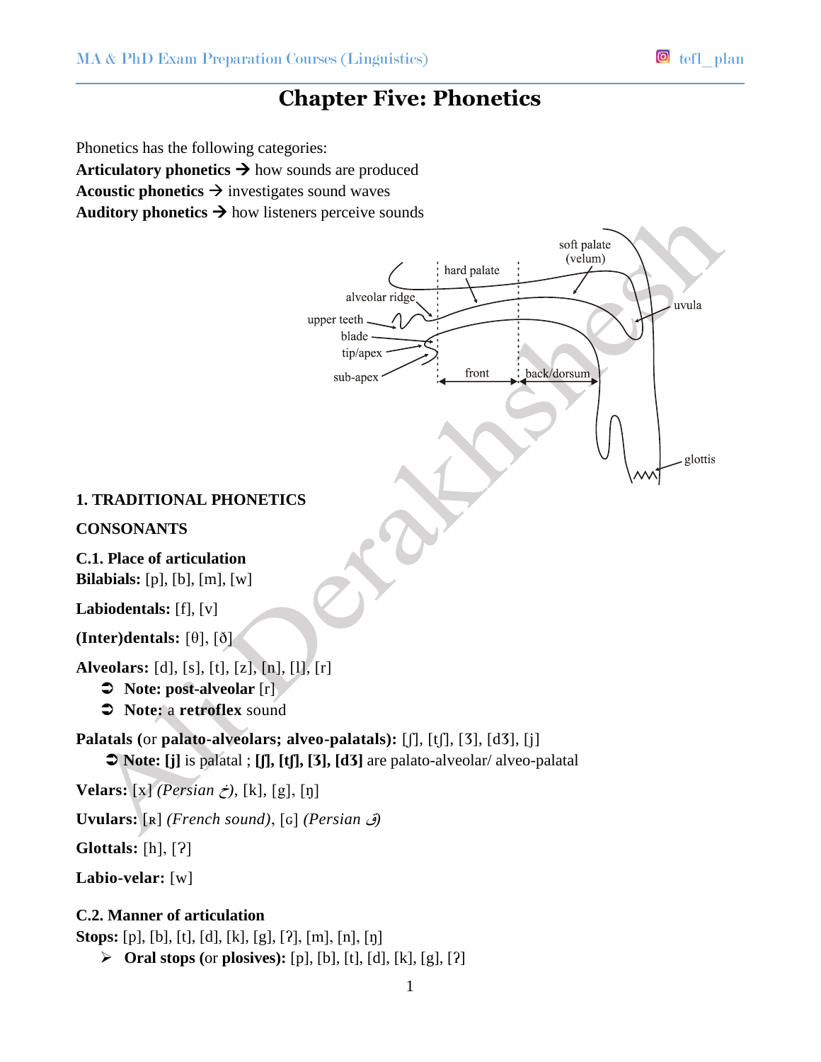# Chapter Five: Phonetics

Phonetics has the following categories:

**Articulatory phonetics** → how sounds are produced
**Acoustic phonetics** → investigates sound waves
**Auditory phonetics** → how listeners perceive sounds

## 1. TRADITIONAL PHONETICS

### CONSONANTS

#### C.1. Place of articulation

**Bilabials:** [p], [b], [m], [w]

**Labiodentals:** [f], [v]

**(Inter)dentals:** [θ], [ð]

**Alveolars:** [d], [s], [t], [z], [n], [l], [r]

- **Note: post-alveolar** [r]
- **Note:** a **retroflex** sound

**Palatals** (or **palato-alveolars; alveo-palatals):** [ʃ], [tʃ], [ʒ], [dʒ], [j]

- **Note: [j]** is palatal ; **[ʃ], [tʃ], [ʒ], [dʒ]** are palato-alveolar/ alveo-palatal

**Velars:** [x] *(Persian خ)*, [k], [g], [ŋ]

**Uvulars:** [ʀ] *(French sound)*, [ɢ] *(Persian ق)*

**Glottals:** [h], [ʔ]

**Labio-velar:** [w]

#### C.2. Manner of articulation

**Stops:** [p], [b], [t], [d], [k], [g], [ʔ], [m], [n], [ŋ]

- **Oral stops** (or **plosives):** [p], [b], [t], [d], [k], [g], [ʔ]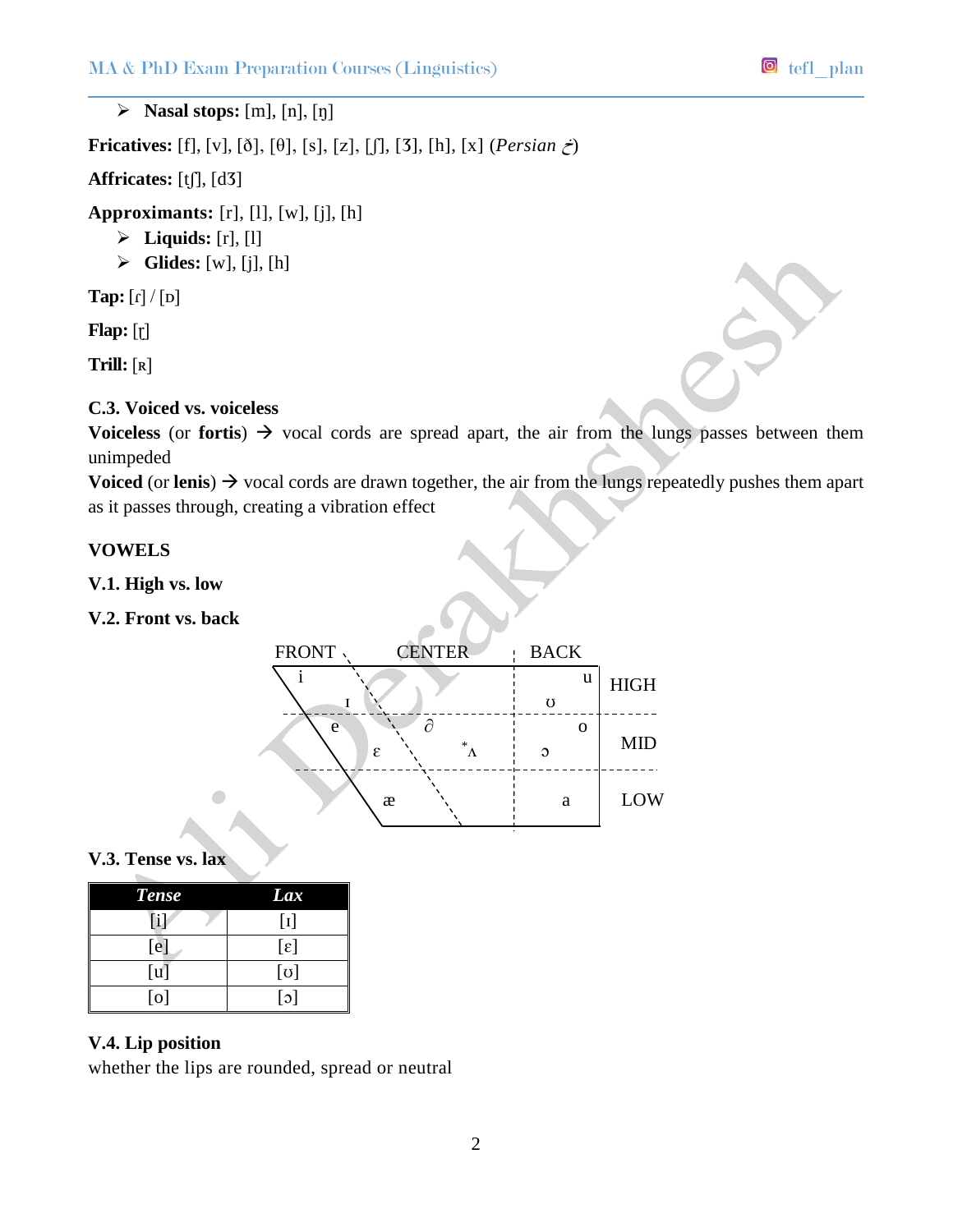- **Nasal stops:** [m], [n], [ŋ]

**Fricatives:** [f], [v], [ð], [θ], [s], [z], [ʃ], [ʒ], [h], [x] (*Persian* خ)

**Affricates:** [tʃ], [dʒ]

**Approximants:** [r], [l], [w], [j], [h]

- **Liquids:** [r], [l]
- **Glides:** [w], [j], [h]

**Tap:** [ɾ] / [ɒ]

**Flap:** [ɽ]

**Trill:** [ʀ]

**C.3. Voiced vs. voiceless**

**Voiceless** (or **fortis**) → vocal cords are spread apart, the air from the lungs passes between them unimpeded

**Voiced** (or **lenis**) → vocal cords are drawn together, the air from the lungs repeatedly pushes them apart as it passes through, creating a vibration effect

**VOWELS**

**V.1. High vs. low**

**V.2. Front vs. back**

| | FRONT | CENTER | BACK |
|---|---|---|---|
| HIGH | i, ɪ | | u, ʊ |
| MID | e, ɛ | ∂, *ʌ | o, ɔ |
| LOW | æ | | a |

**V.3. Tense vs. lax**

| *Tense* | *Lax* |
|---|---|
| [i] | [ɪ] |
| [e] | [ɛ] |
| [u] | [ʊ] |
| [o] | [ɔ] |

**V.4. Lip position**

whether the lips are rounded, spread or neutral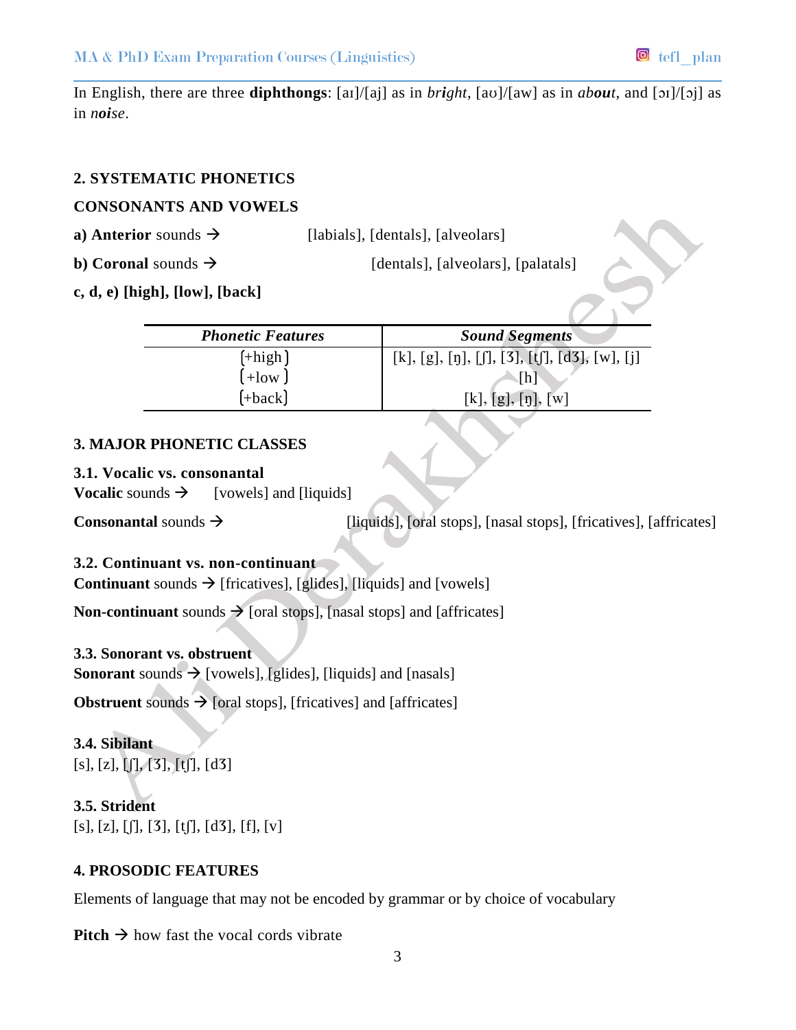In English, there are three **diphthongs**: [aɪ]/[aj] as in *bright*, [aʊ]/[aw] as in *about*, and [ɔɪ]/[ɔj] as in *noise*.

## 2. SYSTEMATIC PHONETICS

### CONSONANTS AND VOWELS

**a) Anterior** sounds → [labials], [dentals], [alveolars]

**b) Coronal** sounds → [dentals], [alveolars], [palatals]

**c, d, e) [high], [low], [back]**

| *Phonetic Features* | *Sound Segments* |
|---|---|
| [+high] | [k], [g], [ŋ], [ʃ], [ʒ], [tʃ], [dʒ], [w], [j] |
| [+low] | [h] |
| [+back] | [k], [g], [ŋ], [w] |

## 3. MAJOR PHONETIC CLASSES

### 3.1. Vocalic vs. consonantal

**Vocalic** sounds → [vowels] and [liquids]

**Consonantal** sounds → [liquids], [oral stops], [nasal stops], [fricatives], [affricates]

### 3.2. Continuant vs. non-continuant

**Continuant** sounds → [fricatives], [glides], [liquids] and [vowels]

**Non-continuant** sounds → [oral stops], [nasal stops] and [affricates]

### 3.3. Sonorant vs. obstruent

**Sonorant** sounds → [vowels], [glides], [liquids] and [nasals]

**Obstruent** sounds → [oral stops], [fricatives] and [affricates]

### 3.4. Sibilant

[s], [z], [ʃ], [ʒ], [tʃ], [dʒ]

### 3.5. Strident

[s], [z], [ʃ], [ʒ], [tʃ], [dʒ], [f], [v]

## 4. PROSODIC FEATURES

Elements of language that may not be encoded by grammar or by choice of vocabulary

**Pitch** → how fast the vocal cords vibrate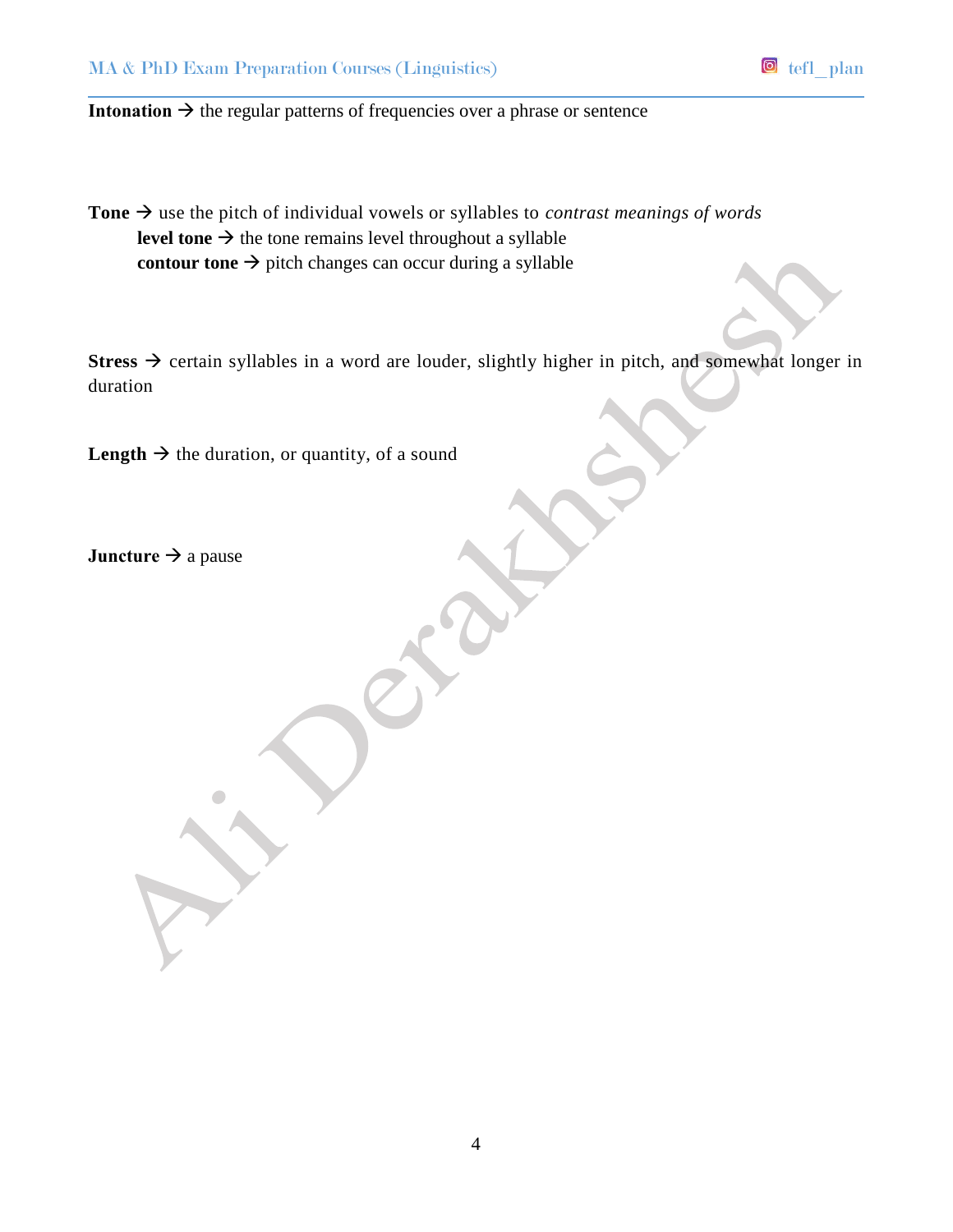**Intonation** → the regular patterns of frequencies over a phrase or sentence

**Tone** → use the pitch of individual vowels or syllables to *contrast meanings of words*

- **level tone** → the tone remains level throughout a syllable
- **contour tone** → pitch changes can occur during a syllable

**Stress** → certain syllables in a word are louder, slightly higher in pitch, and somewhat longer in duration

**Length** → the duration, or quantity, of a sound

**Juncture** → a pause